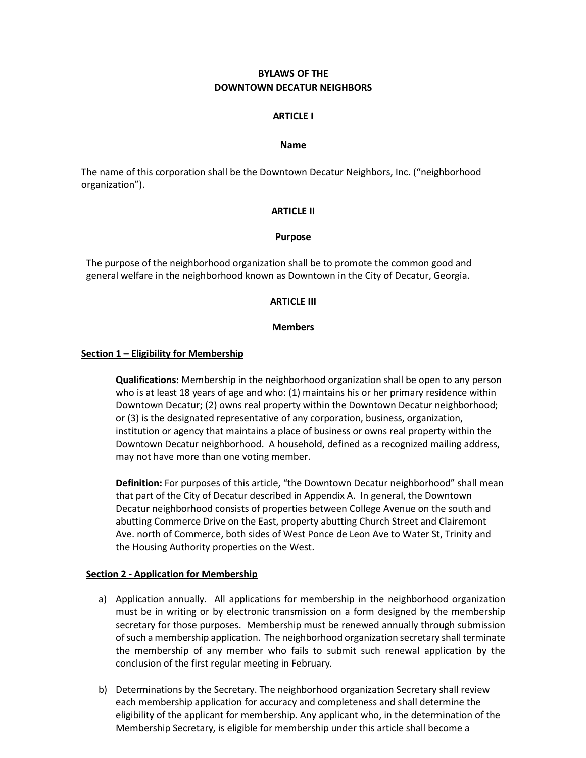# BYLAWS OF THE
# DOWNTOWN DECATUR NEIGHBORS

## ARTICLE I

### Name

The name of this corporation shall be the Downtown Decatur Neighbors, Inc. ("neighborhood organization").

## ARTICLE II

### Purpose

The purpose of the neighborhood organization shall be to promote the common good and general welfare in the neighborhood known as Downtown in the City of Decatur, Georgia.

## ARTICLE III

### Members

**Section 1 – Eligibility for Membership**

**Qualifications:** Membership in the neighborhood organization shall be open to any person who is at least 18 years of age and who: (1) maintains his or her primary residence within Downtown Decatur; (2) owns real property within the Downtown Decatur neighborhood; or (3) is the designated representative of any corporation, business, organization, institution or agency that maintains a place of business or owns real property within the Downtown Decatur neighborhood. A household, defined as a recognized mailing address, may not have more than one voting member.

**Definition:** For purposes of this article, "the Downtown Decatur neighborhood" shall mean that part of the City of Decatur described in Appendix A. In general, the Downtown Decatur neighborhood consists of properties between College Avenue on the south and abutting Commerce Drive on the East, property abutting Church Street and Clairemont Ave. north of Commerce, both sides of West Ponce de Leon Ave to Water St, Trinity and the Housing Authority properties on the West.

**Section 2 - Application for Membership**

a) Application annually. All applications for membership in the neighborhood organization must be in writing or by electronic transmission on a form designed by the membership secretary for those purposes. Membership must be renewed annually through submission of such a membership application. The neighborhood organization secretary shall terminate the membership of any member who fails to submit such renewal application by the conclusion of the first regular meeting in February.

b) Determinations by the Secretary. The neighborhood organization Secretary shall review each membership application for accuracy and completeness and shall determine the eligibility of the applicant for membership. Any applicant who, in the determination of the Membership Secretary, is eligible for membership under this article shall become a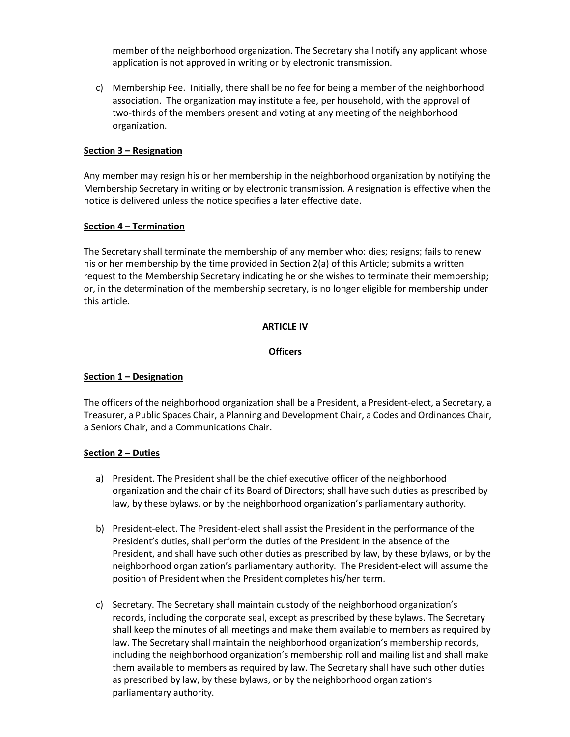member of the neighborhood organization. The Secretary shall notify any applicant whose application is not approved in writing or by electronic transmission.

c) Membership Fee. Initially, there shall be no fee for being a member of the neighborhood association. The organization may institute a fee, per household, with the approval of two-thirds of the members present and voting at any meeting of the neighborhood organization.

**Section 3 – Resignation**

Any member may resign his or her membership in the neighborhood organization by notifying the Membership Secretary in writing or by electronic transmission. A resignation is effective when the notice is delivered unless the notice specifies a later effective date.

**Section 4 – Termination**

The Secretary shall terminate the membership of any member who: dies; resigns; fails to renew his or her membership by the time provided in Section 2(a) of this Article; submits a written request to the Membership Secretary indicating he or she wishes to terminate their membership; or, in the determination of the membership secretary, is no longer eligible for membership under this article.

## ARTICLE IV

## Officers

**Section 1 – Designation**

The officers of the neighborhood organization shall be a President, a President-elect, a Secretary, a Treasurer, a Public Spaces Chair, a Planning and Development Chair, a Codes and Ordinances Chair, a Seniors Chair, and a Communications Chair.

**Section 2 – Duties**

a) President. The President shall be the chief executive officer of the neighborhood organization and the chair of its Board of Directors; shall have such duties as prescribed by law, by these bylaws, or by the neighborhood organization's parliamentary authority.

b) President-elect. The President-elect shall assist the President in the performance of the President's duties, shall perform the duties of the President in the absence of the President, and shall have such other duties as prescribed by law, by these bylaws, or by the neighborhood organization's parliamentary authority. The President-elect will assume the position of President when the President completes his/her term.

c) Secretary. The Secretary shall maintain custody of the neighborhood organization's records, including the corporate seal, except as prescribed by these bylaws. The Secretary shall keep the minutes of all meetings and make them available to members as required by law. The Secretary shall maintain the neighborhood organization's membership records, including the neighborhood organization's membership roll and mailing list and shall make them available to members as required by law. The Secretary shall have such other duties as prescribed by law, by these bylaws, or by the neighborhood organization's parliamentary authority.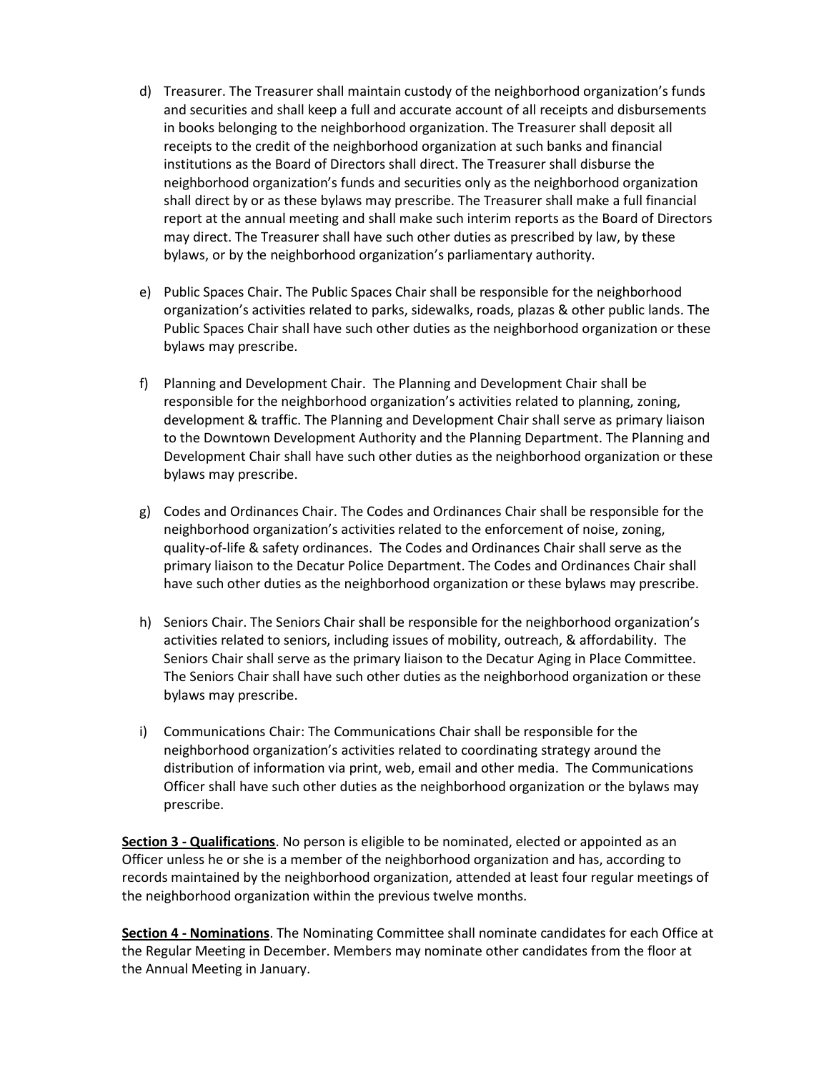d) Treasurer. The Treasurer shall maintain custody of the neighborhood organization's funds and securities and shall keep a full and accurate account of all receipts and disbursements in books belonging to the neighborhood organization. The Treasurer shall deposit all receipts to the credit of the neighborhood organization at such banks and financial institutions as the Board of Directors shall direct. The Treasurer shall disburse the neighborhood organization's funds and securities only as the neighborhood organization shall direct by or as these bylaws may prescribe. The Treasurer shall make a full financial report at the annual meeting and shall make such interim reports as the Board of Directors may direct. The Treasurer shall have such other duties as prescribed by law, by these bylaws, or by the neighborhood organization's parliamentary authority.

e) Public Spaces Chair. The Public Spaces Chair shall be responsible for the neighborhood organization's activities related to parks, sidewalks, roads, plazas & other public lands. The Public Spaces Chair shall have such other duties as the neighborhood organization or these bylaws may prescribe.

f) Planning and Development Chair. The Planning and Development Chair shall be responsible for the neighborhood organization's activities related to planning, zoning, development & traffic. The Planning and Development Chair shall serve as primary liaison to the Downtown Development Authority and the Planning Department. The Planning and Development Chair shall have such other duties as the neighborhood organization or these bylaws may prescribe.

g) Codes and Ordinances Chair. The Codes and Ordinances Chair shall be responsible for the neighborhood organization's activities related to the enforcement of noise, zoning, quality-of-life & safety ordinances. The Codes and Ordinances Chair shall serve as the primary liaison to the Decatur Police Department. The Codes and Ordinances Chair shall have such other duties as the neighborhood organization or these bylaws may prescribe.

h) Seniors Chair. The Seniors Chair shall be responsible for the neighborhood organization's activities related to seniors, including issues of mobility, outreach, & affordability. The Seniors Chair shall serve as the primary liaison to the Decatur Aging in Place Committee. The Seniors Chair shall have such other duties as the neighborhood organization or these bylaws may prescribe.

i) Communications Chair: The Communications Chair shall be responsible for the neighborhood organization's activities related to coordinating strategy around the distribution of information via print, web, email and other media. The Communications Officer shall have such other duties as the neighborhood organization or the bylaws may prescribe.

**Section 3 - Qualifications**. No person is eligible to be nominated, elected or appointed as an Officer unless he or she is a member of the neighborhood organization and has, according to records maintained by the neighborhood organization, attended at least four regular meetings of the neighborhood organization within the previous twelve months.

**Section 4 - Nominations**. The Nominating Committee shall nominate candidates for each Office at the Regular Meeting in December. Members may nominate other candidates from the floor at the Annual Meeting in January.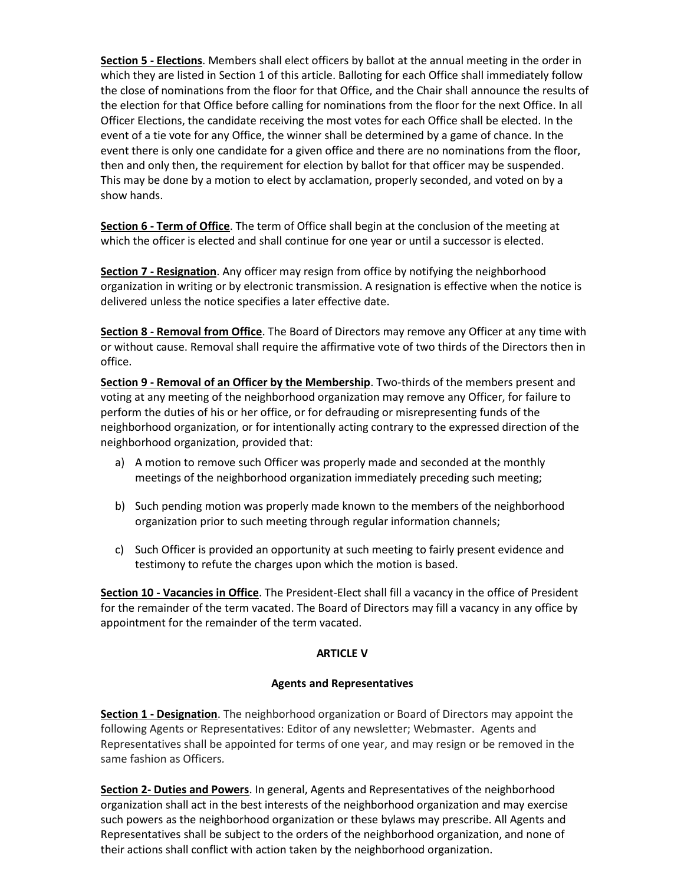**Section 5 - Elections**. Members shall elect officers by ballot at the annual meeting in the order in which they are listed in Section 1 of this article. Balloting for each Office shall immediately follow the close of nominations from the floor for that Office, and the Chair shall announce the results of the election for that Office before calling for nominations from the floor for the next Office. In all Officer Elections, the candidate receiving the most votes for each Office shall be elected. In the event of a tie vote for any Office, the winner shall be determined by a game of chance. In the event there is only one candidate for a given office and there are no nominations from the floor, then and only then, the requirement for election by ballot for that officer may be suspended. This may be done by a motion to elect by acclamation, properly seconded, and voted on by a show hands.

**Section 6 - Term of Office**. The term of Office shall begin at the conclusion of the meeting at which the officer is elected and shall continue for one year or until a successor is elected.

**Section 7 - Resignation**. Any officer may resign from office by notifying the neighborhood organization in writing or by electronic transmission. A resignation is effective when the notice is delivered unless the notice specifies a later effective date.

**Section 8 - Removal from Office**. The Board of Directors may remove any Officer at any time with or without cause. Removal shall require the affirmative vote of two thirds of the Directors then in office.

**Section 9 - Removal of an Officer by the Membership**. Two-thirds of the members present and voting at any meeting of the neighborhood organization may remove any Officer, for failure to perform the duties of his or her office, or for defrauding or misrepresenting funds of the neighborhood organization, or for intentionally acting contrary to the expressed direction of the neighborhood organization, provided that:

a) A motion to remove such Officer was properly made and seconded at the monthly meetings of the neighborhood organization immediately preceding such meeting;

b) Such pending motion was properly made known to the members of the neighborhood organization prior to such meeting through regular information channels;

c) Such Officer is provided an opportunity at such meeting to fairly present evidence and testimony to refute the charges upon which the motion is based.

**Section 10 - Vacancies in Office**. The President-Elect shall fill a vacancy in the office of President for the remainder of the term vacated. The Board of Directors may fill a vacancy in any office by appointment for the remainder of the term vacated.

## ARTICLE V

## Agents and Representatives

**Section 1 - Designation**. The neighborhood organization or Board of Directors may appoint the following Agents or Representatives: Editor of any newsletter; Webmaster. Agents and Representatives shall be appointed for terms of one year, and may resign or be removed in the same fashion as Officers.

**Section 2- Duties and Powers**. In general, Agents and Representatives of the neighborhood organization shall act in the best interests of the neighborhood organization and may exercise such powers as the neighborhood organization or these bylaws may prescribe. All Agents and Representatives shall be subject to the orders of the neighborhood organization, and none of their actions shall conflict with action taken by the neighborhood organization.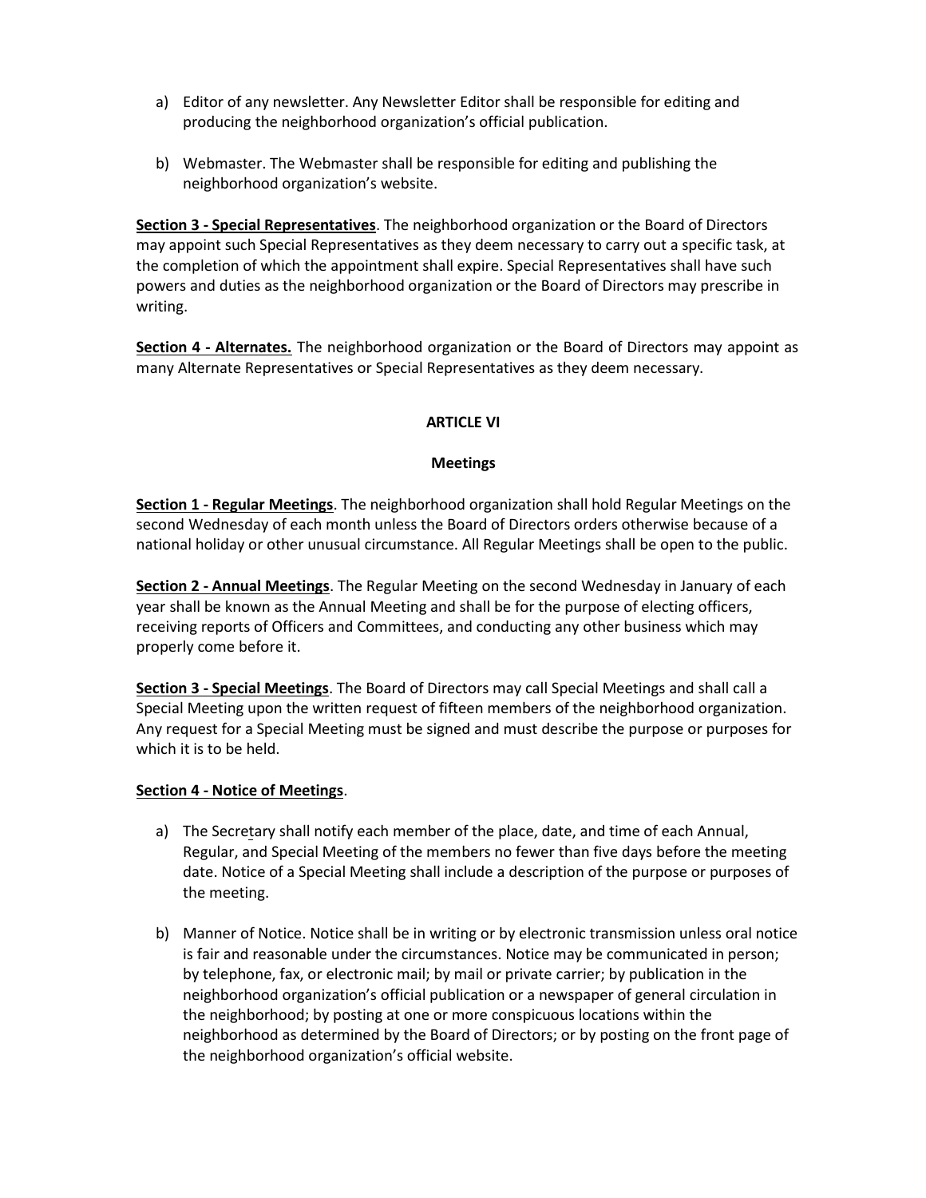a) Editor of any newsletter. Any Newsletter Editor shall be responsible for editing and producing the neighborhood organization's official publication.

b) Webmaster. The Webmaster shall be responsible for editing and publishing the neighborhood organization's website.

**Section 3 - Special Representatives**. The neighborhood organization or the Board of Directors may appoint such Special Representatives as they deem necessary to carry out a specific task, at the completion of which the appointment shall expire. Special Representatives shall have such powers and duties as the neighborhood organization or the Board of Directors may prescribe in writing.

**Section 4 - Alternates.** The neighborhood organization or the Board of Directors may appoint as many Alternate Representatives or Special Representatives as they deem necessary.

## ARTICLE VI

## Meetings

**Section 1 - Regular Meetings**. The neighborhood organization shall hold Regular Meetings on the second Wednesday of each month unless the Board of Directors orders otherwise because of a national holiday or other unusual circumstance. All Regular Meetings shall be open to the public.

**Section 2 - Annual Meetings**. The Regular Meeting on the second Wednesday in January of each year shall be known as the Annual Meeting and shall be for the purpose of electing officers, receiving reports of Officers and Committees, and conducting any other business which may properly come before it.

**Section 3 - Special Meetings**. The Board of Directors may call Special Meetings and shall call a Special Meeting upon the written request of fifteen members of the neighborhood organization. Any request for a Special Meeting must be signed and must describe the purpose or purposes for which it is to be held.

**Section 4 - Notice of Meetings**.

a) The Secretary shall notify each member of the place, date, and time of each Annual, Regular, and Special Meeting of the members no fewer than five days before the meeting date. Notice of a Special Meeting shall include a description of the purpose or purposes of the meeting.

b) Manner of Notice. Notice shall be in writing or by electronic transmission unless oral notice is fair and reasonable under the circumstances. Notice may be communicated in person; by telephone, fax, or electronic mail; by mail or private carrier; by publication in the neighborhood organization's official publication or a newspaper of general circulation in the neighborhood; by posting at one or more conspicuous locations within the neighborhood as determined by the Board of Directors; or by posting on the front page of the neighborhood organization's official website.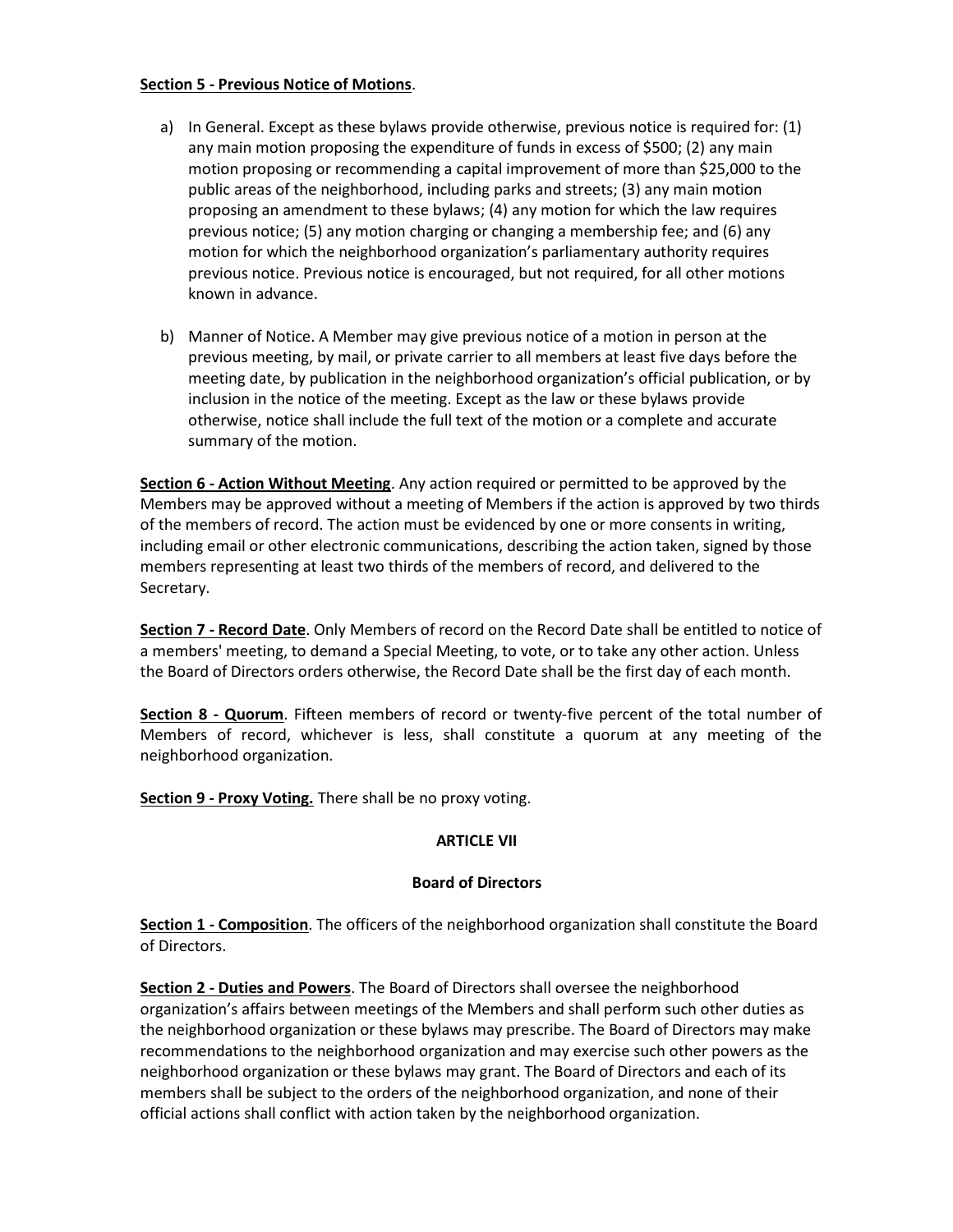**Section 5 - Previous Notice of Motions**.

a) In General. Except as these bylaws provide otherwise, previous notice is required for: (1) any main motion proposing the expenditure of funds in excess of $500; (2) any main motion proposing or recommending a capital improvement of more than $25,000 to the public areas of the neighborhood, including parks and streets; (3) any main motion proposing an amendment to these bylaws; (4) any motion for which the law requires previous notice; (5) any motion charging or changing a membership fee; and (6) any motion for which the neighborhood organization's parliamentary authority requires previous notice. Previous notice is encouraged, but not required, for all other motions known in advance.

b) Manner of Notice. A Member may give previous notice of a motion in person at the previous meeting, by mail, or private carrier to all members at least five days before the meeting date, by publication in the neighborhood organization's official publication, or by inclusion in the notice of the meeting. Except as the law or these bylaws provide otherwise, notice shall include the full text of the motion or a complete and accurate summary of the motion.

**Section 6 - Action Without Meeting**. Any action required or permitted to be approved by the Members may be approved without a meeting of Members if the action is approved by two thirds of the members of record. The action must be evidenced by one or more consents in writing, including email or other electronic communications, describing the action taken, signed by those members representing at least two thirds of the members of record, and delivered to the Secretary.

**Section 7 - Record Date**. Only Members of record on the Record Date shall be entitled to notice of a members' meeting, to demand a Special Meeting, to vote, or to take any other action. Unless the Board of Directors orders otherwise, the Record Date shall be the first day of each month.

**Section 8 - Quorum**. Fifteen members of record or twenty-five percent of the total number of Members of record, whichever is less, shall constitute a quorum at any meeting of the neighborhood organization.

**Section 9 - Proxy Voting.** There shall be no proxy voting.

## ARTICLE VII

## Board of Directors

**Section 1 - Composition**. The officers of the neighborhood organization shall constitute the Board of Directors.

**Section 2 - Duties and Powers**. The Board of Directors shall oversee the neighborhood organization's affairs between meetings of the Members and shall perform such other duties as the neighborhood organization or these bylaws may prescribe. The Board of Directors may make recommendations to the neighborhood organization and may exercise such other powers as the neighborhood organization or these bylaws may grant. The Board of Directors and each of its members shall be subject to the orders of the neighborhood organization, and none of their official actions shall conflict with action taken by the neighborhood organization.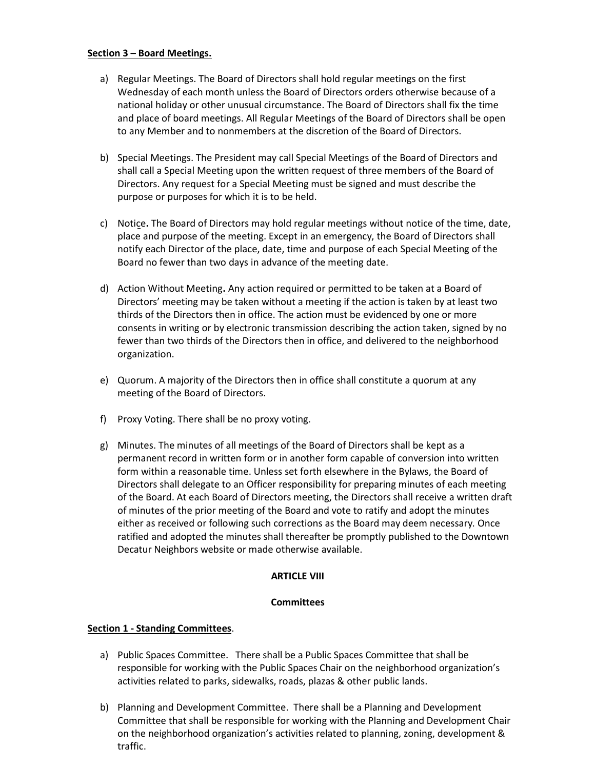**Section 3 – Board Meetings.**

a) Regular Meetings. The Board of Directors shall hold regular meetings on the first Wednesday of each month unless the Board of Directors orders otherwise because of a national holiday or other unusual circumstance. The Board of Directors shall fix the time and place of board meetings. All Regular Meetings of the Board of Directors shall be open to any Member and to nonmembers at the discretion of the Board of Directors.

b) Special Meetings. The President may call Special Meetings of the Board of Directors and shall call a Special Meeting upon the written request of three members of the Board of Directors. Any request for a Special Meeting must be signed and must describe the purpose or purposes for which it is to be held.

c) Notice. The Board of Directors may hold regular meetings without notice of the time, date, place and purpose of the meeting. Except in an emergency, the Board of Directors shall notify each Director of the place, date, time and purpose of each Special Meeting of the Board no fewer than two days in advance of the meeting date.

d) Action Without Meeting. Any action required or permitted to be taken at a Board of Directors' meeting may be taken without a meeting if the action is taken by at least two thirds of the Directors then in office. The action must be evidenced by one or more consents in writing or by electronic transmission describing the action taken, signed by no fewer than two thirds of the Directors then in office, and delivered to the neighborhood organization.

e) Quorum. A majority of the Directors then in office shall constitute a quorum at any meeting of the Board of Directors.

f) Proxy Voting. There shall be no proxy voting.

g) Minutes. The minutes of all meetings of the Board of Directors shall be kept as a permanent record in written form or in another form capable of conversion into written form within a reasonable time. Unless set forth elsewhere in the Bylaws, the Board of Directors shall delegate to an Officer responsibility for preparing minutes of each meeting of the Board. At each Board of Directors meeting, the Directors shall receive a written draft of minutes of the prior meeting of the Board and vote to ratify and adopt the minutes either as received or following such corrections as the Board may deem necessary. Once ratified and adopted the minutes shall thereafter be promptly published to the Downtown Decatur Neighbors website or made otherwise available.

## ARTICLE VIII

## Committees

**Section 1 - Standing Committees**.

a) Public Spaces Committee. There shall be a Public Spaces Committee that shall be responsible for working with the Public Spaces Chair on the neighborhood organization's activities related to parks, sidewalks, roads, plazas & other public lands.

b) Planning and Development Committee. There shall be a Planning and Development Committee that shall be responsible for working with the Planning and Development Chair on the neighborhood organization's activities related to planning, zoning, development & traffic.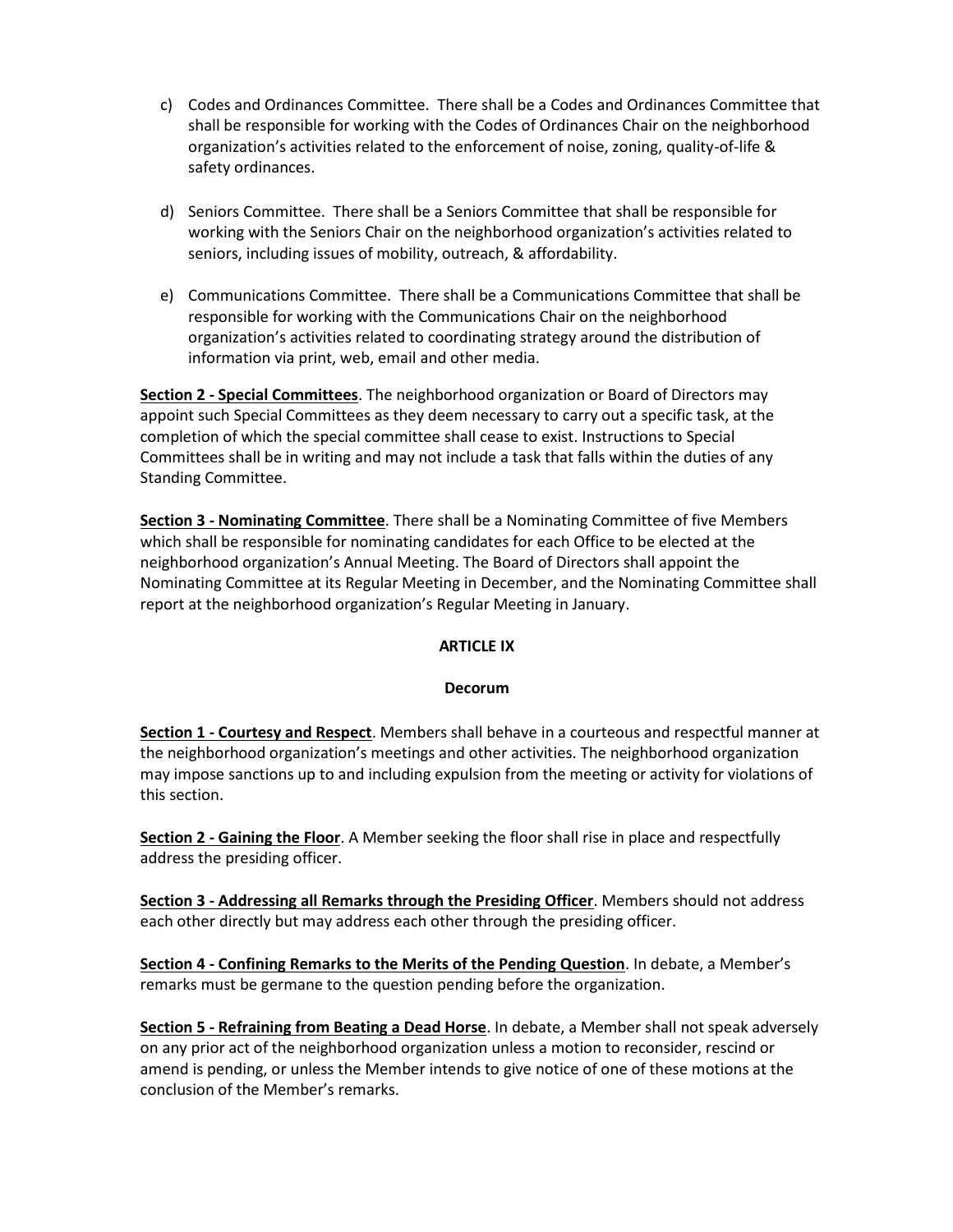c) Codes and Ordinances Committee. There shall be a Codes and Ordinances Committee that shall be responsible for working with the Codes of Ordinances Chair on the neighborhood organization's activities related to the enforcement of noise, zoning, quality-of-life & safety ordinances.

d) Seniors Committee. There shall be a Seniors Committee that shall be responsible for working with the Seniors Chair on the neighborhood organization's activities related to seniors, including issues of mobility, outreach, & affordability.

e) Communications Committee. There shall be a Communications Committee that shall be responsible for working with the Communications Chair on the neighborhood organization's activities related to coordinating strategy around the distribution of information via print, web, email and other media.

**Section 2 - Special Committees**. The neighborhood organization or Board of Directors may appoint such Special Committees as they deem necessary to carry out a specific task, at the completion of which the special committee shall cease to exist. Instructions to Special Committees shall be in writing and may not include a task that falls within the duties of any Standing Committee.

**Section 3 - Nominating Committee**. There shall be a Nominating Committee of five Members which shall be responsible for nominating candidates for each Office to be elected at the neighborhood organization's Annual Meeting. The Board of Directors shall appoint the Nominating Committee at its Regular Meeting in December, and the Nominating Committee shall report at the neighborhood organization's Regular Meeting in January.

## ARTICLE IX

### Decorum

**Section 1 - Courtesy and Respect**. Members shall behave in a courteous and respectful manner at the neighborhood organization's meetings and other activities. The neighborhood organization may impose sanctions up to and including expulsion from the meeting or activity for violations of this section.

**Section 2 - Gaining the Floor**. A Member seeking the floor shall rise in place and respectfully address the presiding officer.

**Section 3 - Addressing all Remarks through the Presiding Officer**. Members should not address each other directly but may address each other through the presiding officer.

**Section 4 - Confining Remarks to the Merits of the Pending Question**. In debate, a Member's remarks must be germane to the question pending before the organization.

**Section 5 - Refraining from Beating a Dead Horse**. In debate, a Member shall not speak adversely on any prior act of the neighborhood organization unless a motion to reconsider, rescind or amend is pending, or unless the Member intends to give notice of one of these motions at the conclusion of the Member's remarks.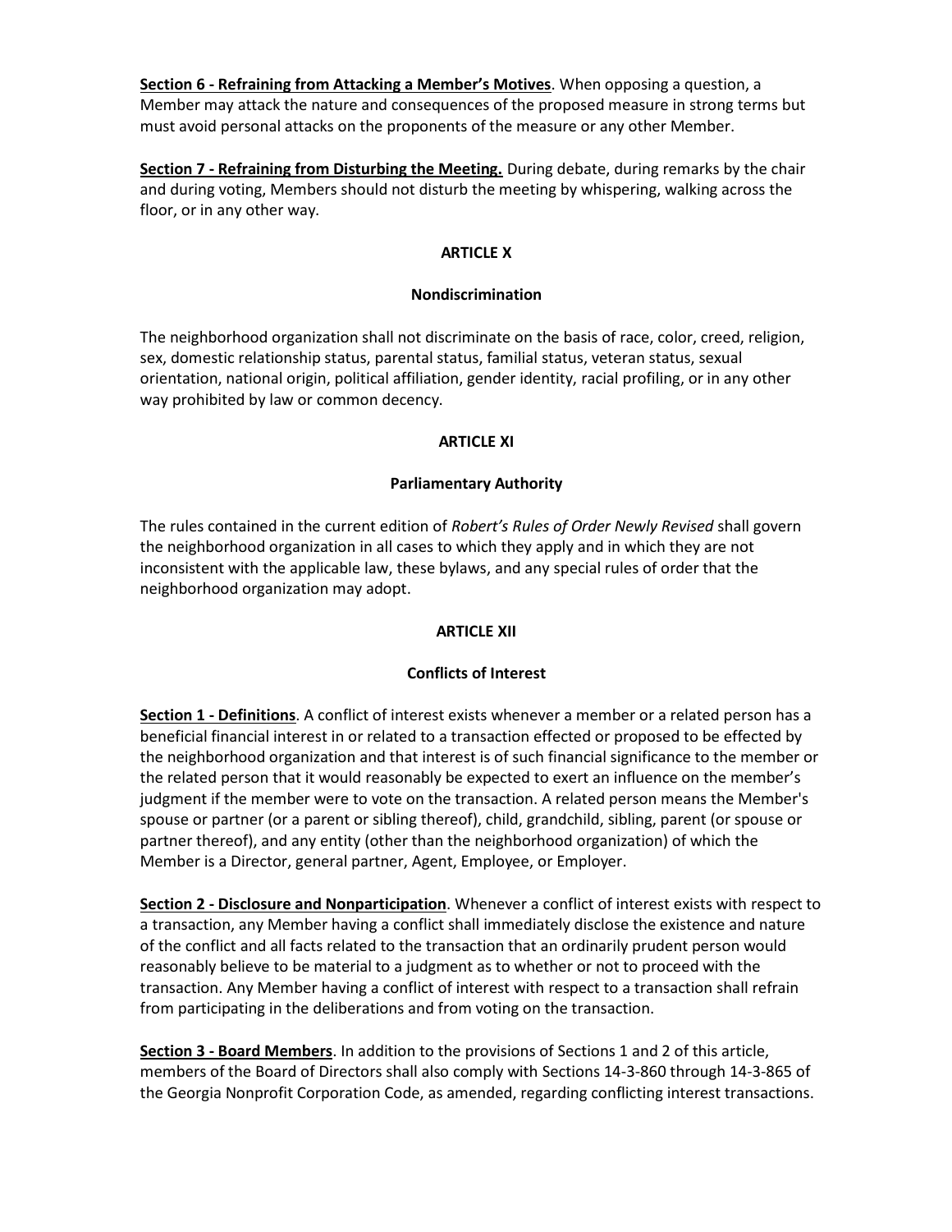**Section 6 - Refraining from Attacking a Member's Motives**. When opposing a question, a Member may attack the nature and consequences of the proposed measure in strong terms but must avoid personal attacks on the proponents of the measure or any other Member.

**Section 7 - Refraining from Disturbing the Meeting.** During debate, during remarks by the chair and during voting, Members should not disturb the meeting by whispering, walking across the floor, or in any other way.

## ARTICLE X

### Nondiscrimination

The neighborhood organization shall not discriminate on the basis of race, color, creed, religion, sex, domestic relationship status, parental status, familial status, veteran status, sexual orientation, national origin, political affiliation, gender identity, racial profiling, or in any other way prohibited by law or common decency.

## ARTICLE XI

### Parliamentary Authority

The rules contained in the current edition of *Robert's Rules of Order Newly Revised* shall govern the neighborhood organization in all cases to which they apply and in which they are not inconsistent with the applicable law, these bylaws, and any special rules of order that the neighborhood organization may adopt.

## ARTICLE XII

### Conflicts of Interest

**Section 1 - Definitions**. A conflict of interest exists whenever a member or a related person has a beneficial financial interest in or related to a transaction effected or proposed to be effected by the neighborhood organization and that interest is of such financial significance to the member or the related person that it would reasonably be expected to exert an influence on the member's judgment if the member were to vote on the transaction. A related person means the Member's spouse or partner (or a parent or sibling thereof), child, grandchild, sibling, parent (or spouse or partner thereof), and any entity (other than the neighborhood organization) of which the Member is a Director, general partner, Agent, Employee, or Employer.

**Section 2 - Disclosure and Nonparticipation**. Whenever a conflict of interest exists with respect to a transaction, any Member having a conflict shall immediately disclose the existence and nature of the conflict and all facts related to the transaction that an ordinarily prudent person would reasonably believe to be material to a judgment as to whether or not to proceed with the transaction. Any Member having a conflict of interest with respect to a transaction shall refrain from participating in the deliberations and from voting on the transaction.

**Section 3 - Board Members**. In addition to the provisions of Sections 1 and 2 of this article, members of the Board of Directors shall also comply with Sections 14-3-860 through 14-3-865 of the Georgia Nonprofit Corporation Code, as amended, regarding conflicting interest transactions.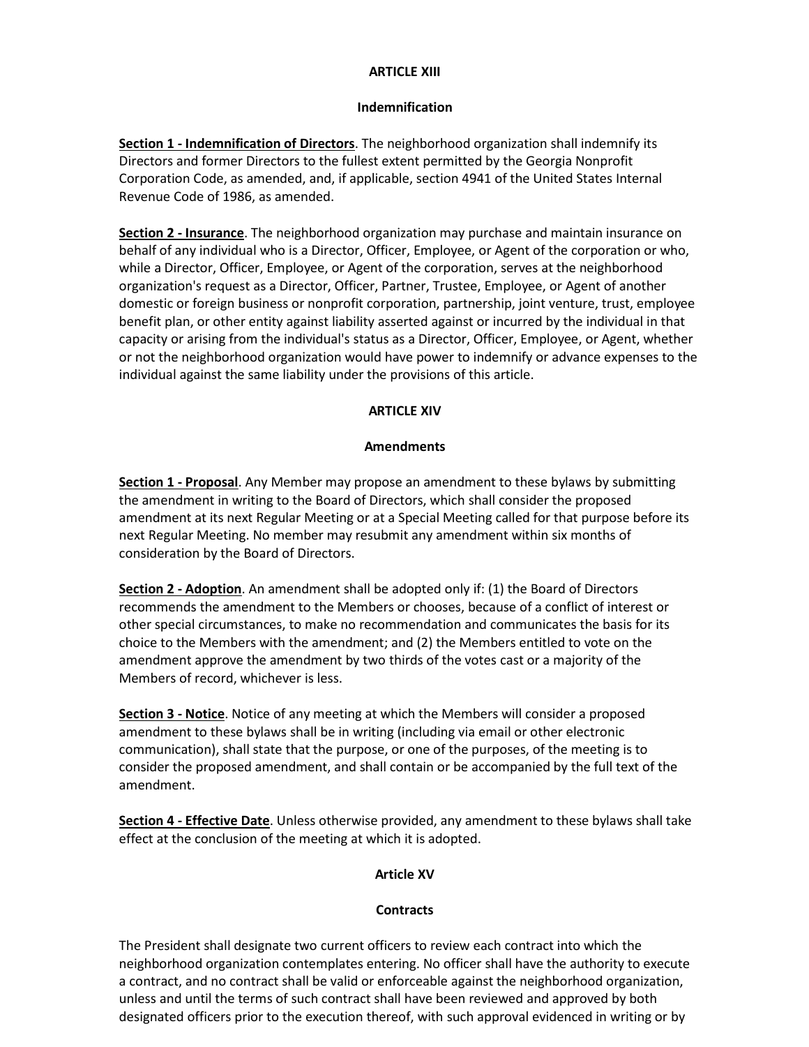## ARTICLE XIII

### Indemnification

**Section 1 - Indemnification of Directors**. The neighborhood organization shall indemnify its Directors and former Directors to the fullest extent permitted by the Georgia Nonprofit Corporation Code, as amended, and, if applicable, section 4941 of the United States Internal Revenue Code of 1986, as amended.

**Section 2 - Insurance**. The neighborhood organization may purchase and maintain insurance on behalf of any individual who is a Director, Officer, Employee, or Agent of the corporation or who, while a Director, Officer, Employee, or Agent of the corporation, serves at the neighborhood organization's request as a Director, Officer, Partner, Trustee, Employee, or Agent of another domestic or foreign business or nonprofit corporation, partnership, joint venture, trust, employee benefit plan, or other entity against liability asserted against or incurred by the individual in that capacity or arising from the individual's status as a Director, Officer, Employee, or Agent, whether or not the neighborhood organization would have power to indemnify or advance expenses to the individual against the same liability under the provisions of this article.

## ARTICLE XIV

### Amendments

**Section 1 - Proposal**. Any Member may propose an amendment to these bylaws by submitting the amendment in writing to the Board of Directors, which shall consider the proposed amendment at its next Regular Meeting or at a Special Meeting called for that purpose before its next Regular Meeting. No member may resubmit any amendment within six months of consideration by the Board of Directors.

**Section 2 - Adoption**. An amendment shall be adopted only if: (1) the Board of Directors recommends the amendment to the Members or chooses, because of a conflict of interest or other special circumstances, to make no recommendation and communicates the basis for its choice to the Members with the amendment; and (2) the Members entitled to vote on the amendment approve the amendment by two thirds of the votes cast or a majority of the Members of record, whichever is less.

**Section 3 - Notice**. Notice of any meeting at which the Members will consider a proposed amendment to these bylaws shall be in writing (including via email or other electronic communication), shall state that the purpose, or one of the purposes, of the meeting is to consider the proposed amendment, and shall contain or be accompanied by the full text of the amendment.

**Section 4 - Effective Date**. Unless otherwise provided, any amendment to these bylaws shall take effect at the conclusion of the meeting at which it is adopted.

## Article XV

### Contracts

The President shall designate two current officers to review each contract into which the neighborhood organization contemplates entering. No officer shall have the authority to execute a contract, and no contract shall be valid or enforceable against the neighborhood organization, unless and until the terms of such contract shall have been reviewed and approved by both designated officers prior to the execution thereof, with such approval evidenced in writing or by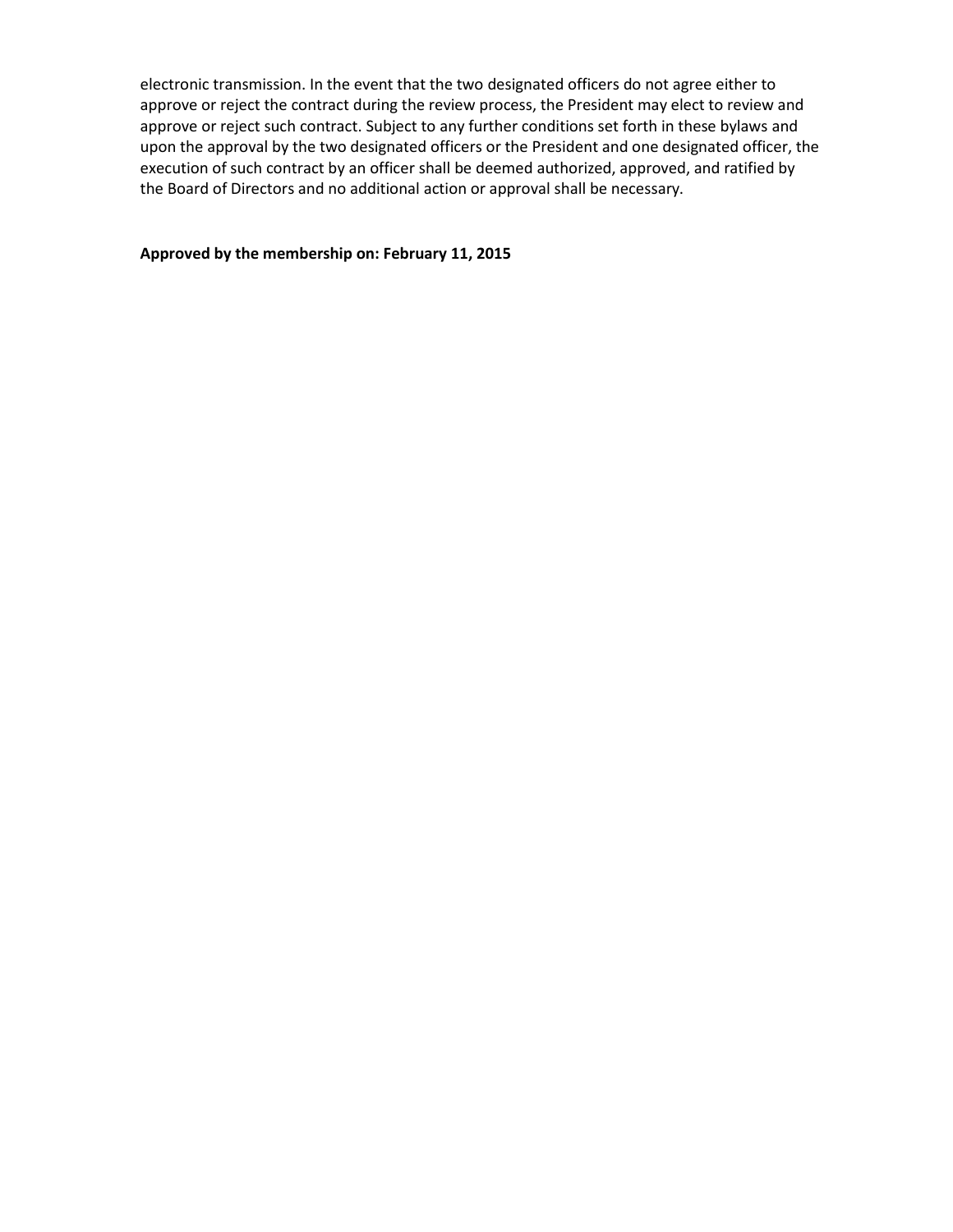electronic transmission. In the event that the two designated officers do not agree either to approve or reject the contract during the review process, the President may elect to review and approve or reject such contract. Subject to any further conditions set forth in these bylaws and upon the approval by the two designated officers or the President and one designated officer, the execution of such contract by an officer shall be deemed authorized, approved, and ratified by the Board of Directors and no additional action or approval shall be necessary.

**Approved by the membership on: February 11, 2015**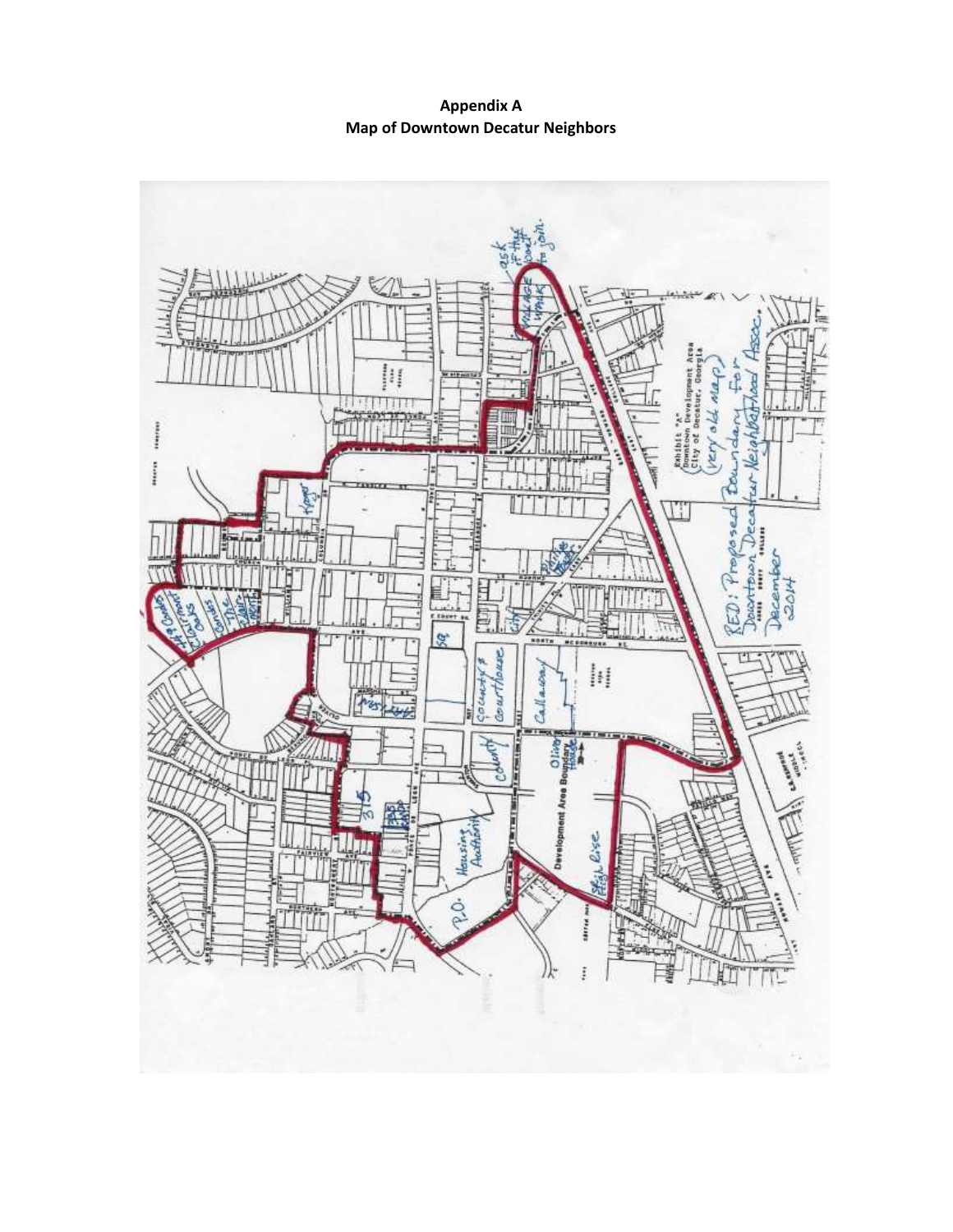**Appendix A**
**Map of Downtown Decatur Neighbors**